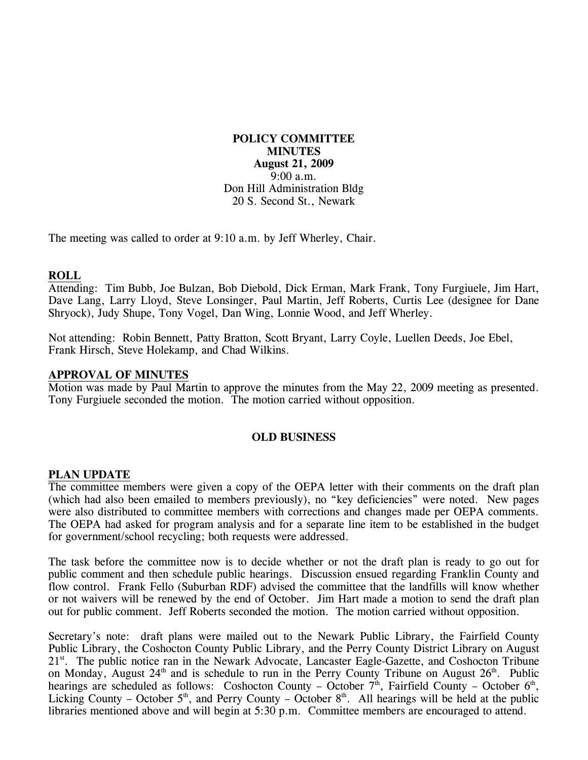**POLICY COMMITTEE**
**MINUTES**
**August 21, 2009**
9:00 a.m.
Don Hill Administration Bldg
20 S. Second St., Newark

The meeting was called to order at 9:10 a.m. by Jeff Wherley, Chair.

## ROLL

Attending: Tim Bubb, Joe Bulzan, Bob Diebold, Dick Erman, Mark Frank, Tony Furgiuele, Jim Hart, Dave Lang, Larry Lloyd, Steve Lonsinger, Paul Martin, Jeff Roberts, Curtis Lee (designee for Dane Shryock), Judy Shupe, Tony Vogel, Dan Wing, Lonnie Wood, and Jeff Wherley.

Not attending: Robin Bennett, Patty Bratton, Scott Bryant, Larry Coyle, Luellen Deeds, Joe Ebel, Frank Hirsch, Steve Holekamp, and Chad Wilkins.

## APPROVAL OF MINUTES

Motion was made by Paul Martin to approve the minutes from the May 22, 2009 meeting as presented. Tony Furgiuele seconded the motion. The motion carried without opposition.

## OLD BUSINESS

## PLAN UPDATE

The committee members were given a copy of the OEPA letter with their comments on the draft plan (which had also been emailed to members previously), no "key deficiencies" were noted. New pages were also distributed to committee members with corrections and changes made per OEPA comments. The OEPA had asked for program analysis and for a separate line item to be established in the budget for government/school recycling; both requests were addressed.

The task before the committee now is to decide whether or not the draft plan is ready to go out for public comment and then schedule public hearings. Discussion ensued regarding Franklin County and flow control. Frank Fello (Suburban RDF) advised the committee that the landfills will know whether or not waivers will be renewed by the end of October. Jim Hart made a motion to send the draft plan out for public comment. Jeff Roberts seconded the motion. The motion carried without opposition.

Secretary's note: draft plans were mailed out to the Newark Public Library, the Fairfield County Public Library, the Coshocton County Public Library, and the Perry County District Library on August 21st. The public notice ran in the Newark Advocate, Lancaster Eagle-Gazette, and Coshocton Tribune on Monday, August 24th and is schedule to run in the Perry County Tribune on August 26th. Public hearings are scheduled as follows: Coshocton County – October 7th, Fairfield County – October 6th, Licking County – October 5th, and Perry County – October 8th. All hearings will be held at the public libraries mentioned above and will begin at 5:30 p.m. Committee members are encouraged to attend.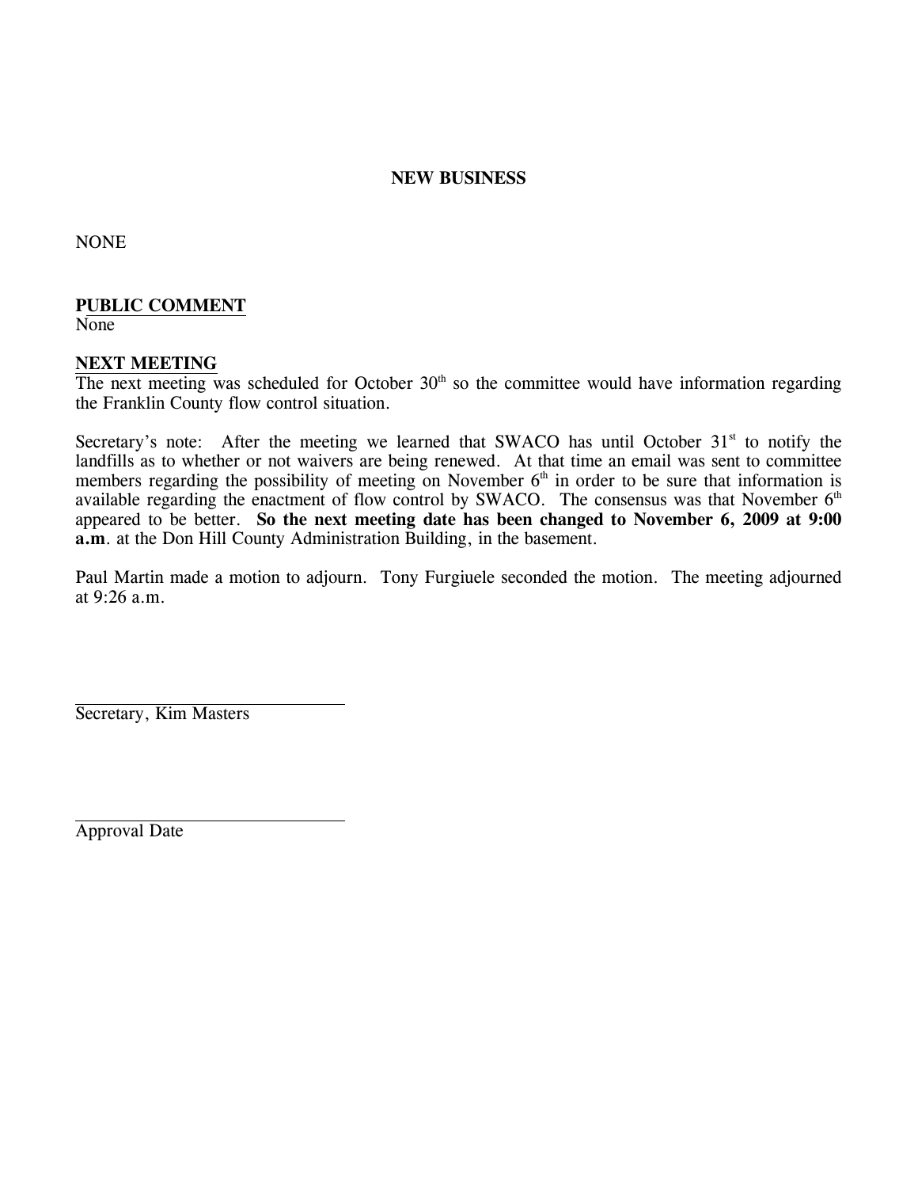## NEW BUSINESS

NONE

**PUBLIC COMMENT**
None

**NEXT MEETING**
The next meeting was scheduled for October 30th so the committee would have information regarding the Franklin County flow control situation.

Secretary's note: After the meeting we learned that SWACO has until October 31st to notify the landfills as to whether or not waivers are being renewed. At that time an email was sent to committee members regarding the possibility of meeting on November 6th in order to be sure that information is available regarding the enactment of flow control by SWACO. The consensus was that November 6th appeared to be better. **So the next meeting date has been changed to November 6, 2009 at 9:00 a.m**. at the Don Hill County Administration Building, in the basement.

Paul Martin made a motion to adjourn. Tony Furgiuele seconded the motion. The meeting adjourned at 9:26 a.m.

\_\_\_\_\_\_\_\_\_\_\_\_\_\_\_\_\_\_\_\_\_\_\_\_\_\_\_\_\_\_

Secretary, Kim Masters

\_\_\_\_\_\_\_\_\_\_\_\_\_\_\_\_\_\_\_\_\_\_\_\_\_\_\_\_\_\_

Approval Date